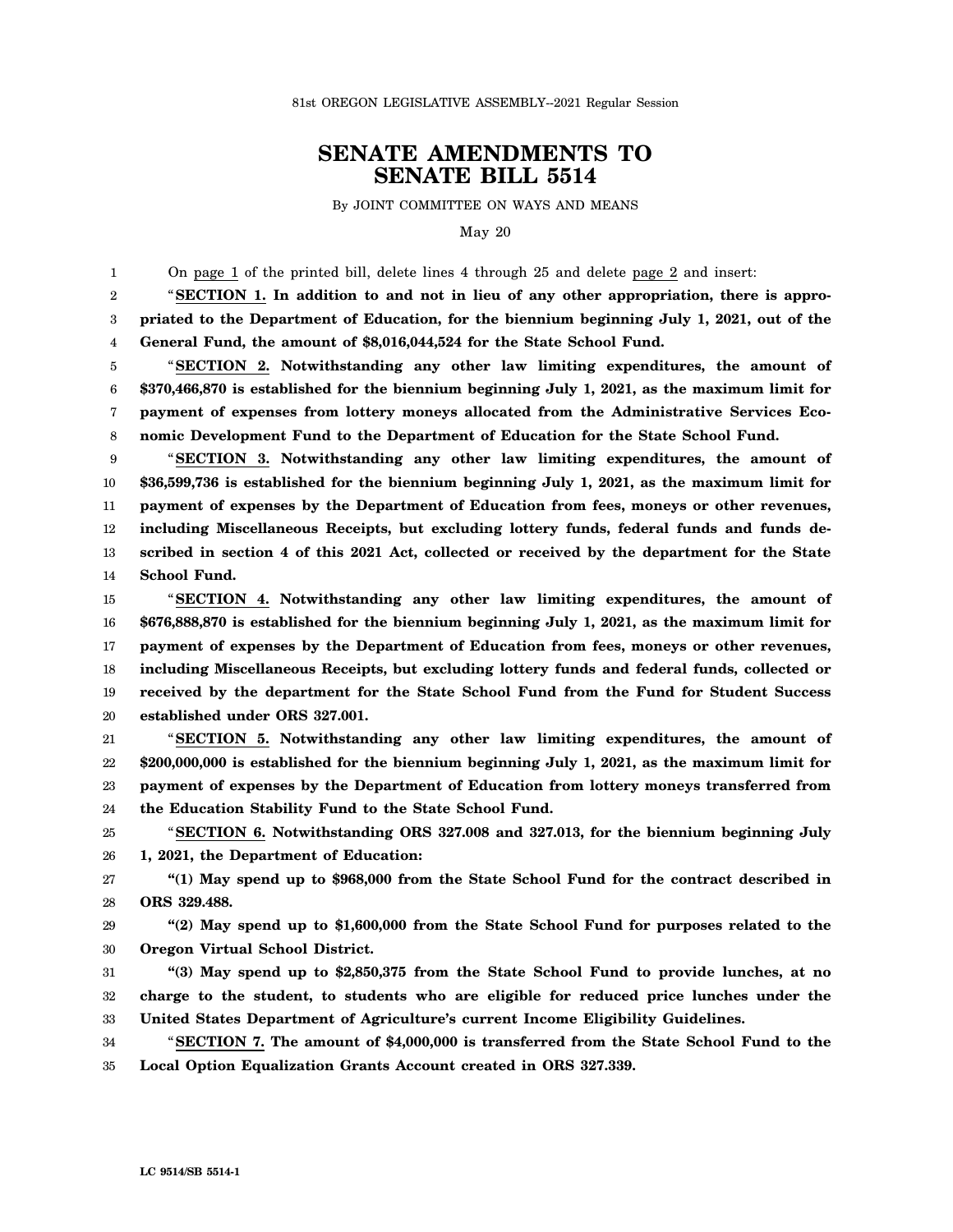81st OREGON LEGISLATIVE ASSEMBLY--2021 Regular Session

# SENATE AMENDMENTS TO SENATE BILL 5514

By JOINT COMMITTEE ON WAYS AND MEANS

May 20

On page 1 of the printed bill, delete lines 4 through 25 and delete page 2 and insert:

"**SECTION 1. In addition to and not in lieu of any other appropriation, there is appropriated to the Department of Education, for the biennium beginning July 1, 2021, out of the General Fund, the amount of $8,016,044,524 for the State School Fund.**

"**SECTION 2. Notwithstanding any other law limiting expenditures, the amount of $370,466,870 is established for the biennium beginning July 1, 2021, as the maximum limit for payment of expenses from lottery moneys allocated from the Administrative Services Economic Development Fund to the Department of Education for the State School Fund.**

"**SECTION 3. Notwithstanding any other law limiting expenditures, the amount of $36,599,736 is established for the biennium beginning July 1, 2021, as the maximum limit for payment of expenses by the Department of Education from fees, moneys or other revenues, including Miscellaneous Receipts, but excluding lottery funds, federal funds and funds described in section 4 of this 2021 Act, collected or received by the department for the State School Fund.**

"**SECTION 4. Notwithstanding any other law limiting expenditures, the amount of $676,888,870 is established for the biennium beginning July 1, 2021, as the maximum limit for payment of expenses by the Department of Education from fees, moneys or other revenues, including Miscellaneous Receipts, but excluding lottery funds and federal funds, collected or received by the department for the State School Fund from the Fund for Student Success established under ORS 327.001.**

"**SECTION 5. Notwithstanding any other law limiting expenditures, the amount of $200,000,000 is established for the biennium beginning July 1, 2021, as the maximum limit for payment of expenses by the Department of Education from lottery moneys transferred from the Education Stability Fund to the State School Fund.**

"**SECTION 6. Notwithstanding ORS 327.008 and 327.013, for the biennium beginning July 1, 2021, the Department of Education:**

**"(1) May spend up to $968,000 from the State School Fund for the contract described in ORS 329.488.**

**"(2) May spend up to $1,600,000 from the State School Fund for purposes related to the Oregon Virtual School District.**

**"(3) May spend up to $2,850,375 from the State School Fund to provide lunches, at no charge to the student, to students who are eligible for reduced price lunches under the United States Department of Agriculture's current Income Eligibility Guidelines.**

"**SECTION 7. The amount of $4,000,000 is transferred from the State School Fund to the Local Option Equalization Grants Account created in ORS 327.339.**

LC 9514/SB 5514-1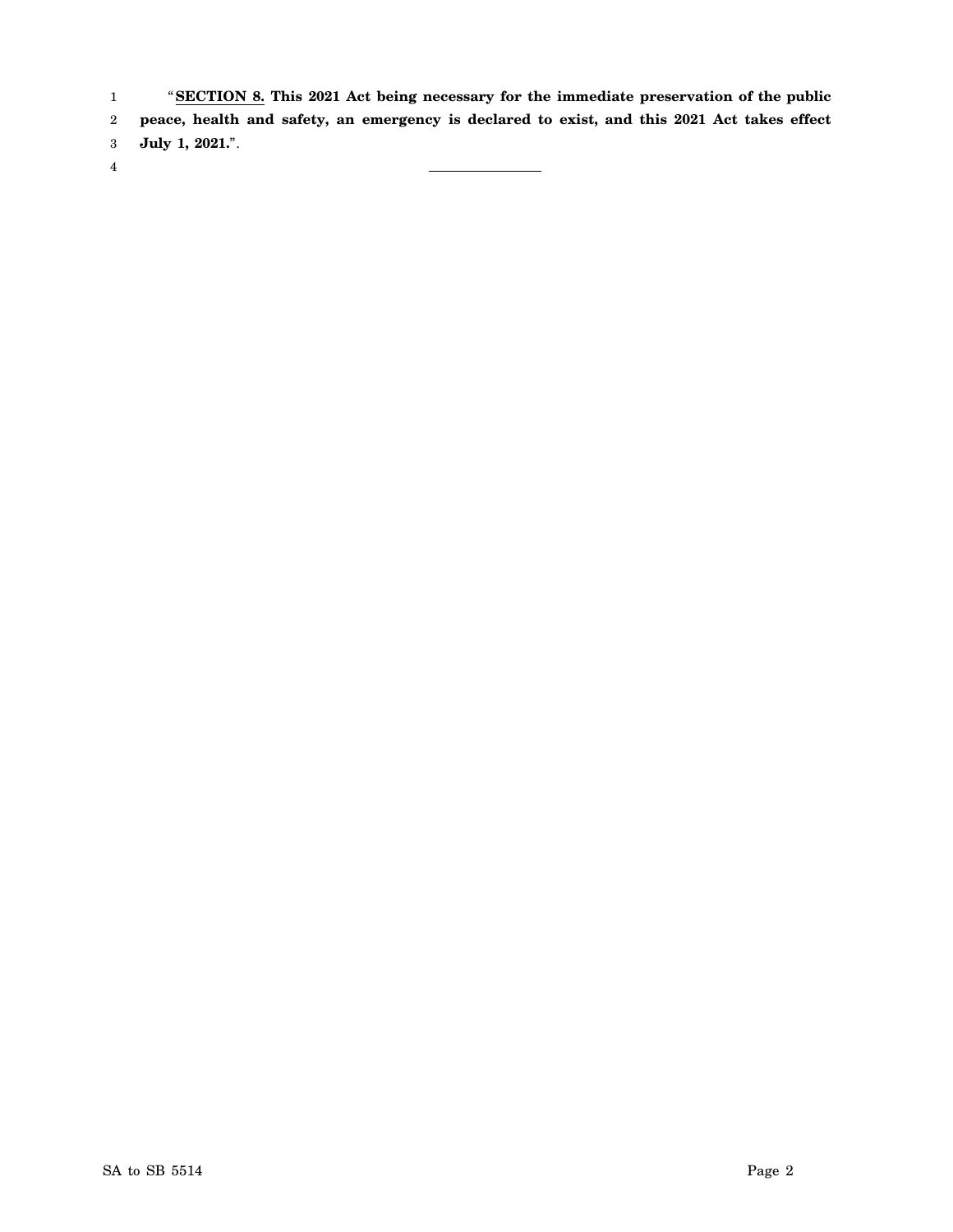"**<u>SECTION 8.</u> This 2021 Act being necessary for the immediate preservation of the public peace, health and safety, an emergency is declared to exist, and this 2021 Act takes effect July 1, 2021.**".

---